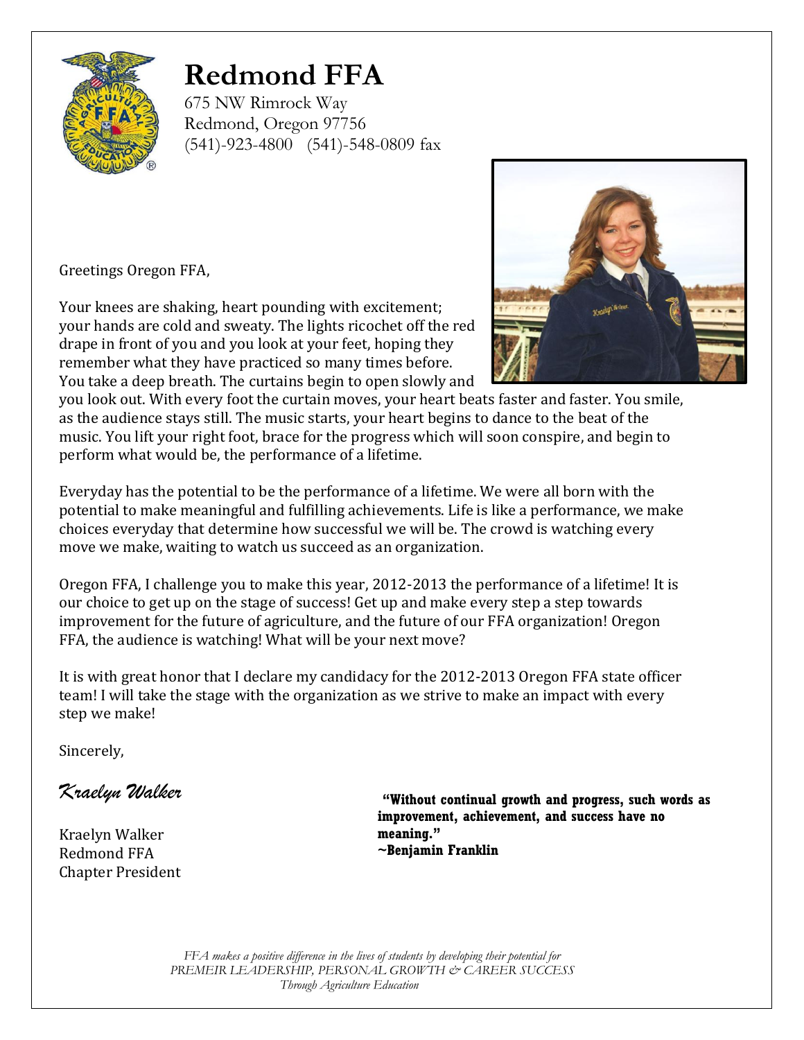# Redmond FFA

675 NW Rimrock Way
Redmond, Oregon 97756
(541)-923-4800 (541)-548-0809 fax

Greetings Oregon FFA,

Your knees are shaking, heart pounding with excitement; your hands are cold and sweaty. The lights ricochet off the red drape in front of you and you look at your feet, hoping they remember what they have practiced so many times before. You take a deep breath. The curtains begin to open slowly and you look out. With every foot the curtain moves, your heart beats faster and faster. You smile, as the audience stays still. The music starts, your heart begins to dance to the beat of the music. You lift your right foot, brace for the progress which will soon conspire, and begin to perform what would be, the performance of a lifetime.

Everyday has the potential to be the performance of a lifetime. We were all born with the potential to make meaningful and fulfilling achievements. Life is like a performance, we make choices everyday that determine how successful we will be. The crowd is watching every move we make, waiting to watch us succeed as an organization.

Oregon FFA, I challenge you to make this year, 2012-2013 the performance of a lifetime! It is our choice to get up on the stage of success! Get up and make every step a step towards improvement for the future of agriculture, and the future of our FFA organization! Oregon FFA, the audience is watching! What will be your next move?

It is with great honor that I declare my candidacy for the 2012-2013 Oregon FFA state officer team! I will take the stage with the organization as we strive to make an impact with every step we make!

Sincerely,

*Kraelyn Walker*

Kraelyn Walker
Redmond FFA
Chapter President

**"Without continual growth and progress, such words as improvement, achievement, and success have no meaning."**
**~Benjamin Franklin**

*FFA makes a positive difference in the lives of students by developing their potential for PREMEIR LEADERSHIP, PERSONAL GROWTH & CAREER SUCCESS Through Agriculture Education*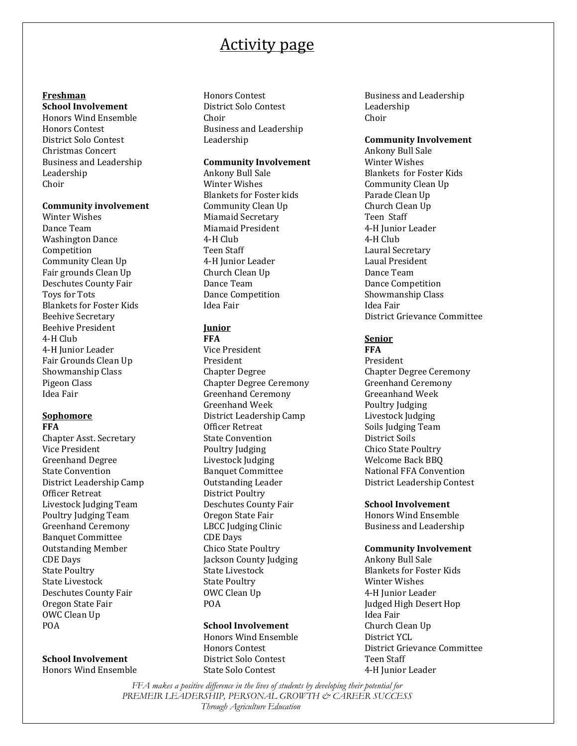# Activity page

## Freshman

**School Involvement**

Honors Wind Ensemble
Honors Contest
District Solo Contest
Christmas Concert
Business and Leadership
Leadership
Choir

**Community involvement**

Winter Wishes
Dance Team
Washington Dance Competition
Community Clean Up
Fair grounds Clean Up
Deschutes County Fair
Toys for Tots
Blankets for Foster Kids
Beehive Secretary
Beehive President
4-H Club
4-H Junior Leader
Fair Grounds Clean Up
Showmanship Class
Pigeon Class
Idea Fair

## Sophomore

**FFA**

Chapter Asst. Secretary
Vice President
Greenhand Degree
State Convention
District Leadership Camp
Officer Retreat
Livestock Judging Team
Poultry Judging Team
Greenhand Ceremony
Banquet Committee
Outstanding Member
CDE Days
State Poultry
State Livestock
Deschutes County Fair
Oregon State Fair
OWC Clean Up
POA

**School Involvement**

Honors Wind Ensemble
Honors Contest
District Solo Contest
Choir
Business and Leadership
Leadership

**Community Involvement**

Ankony Bull Sale
Winter Wishes
Blankets for Foster kids
Community Clean Up
Miamaid Secretary
Miamaid President
4-H Club
Teen Staff
4-H Junior Leader
Church Clean Up
Dance Team
Dance Competition
Idea Fair

## Junior

**FFA**

Vice President
President
Chapter Degree
Chapter Degree Ceremony
Greenhand Ceremony
Greenhand Week
District Leadership Camp
Officer Retreat
State Convention
Poultry Judging
Livestock Judging
Banquet Committee
Outstanding Leader
District Poultry
Deschutes County Fair
Oregon State Fair
LBCC Judging Clinic
CDE Days
Chico State Poultry
Jackson County Judging
State Livestock
State Poultry
OWC Clean Up
POA

**School Involvement**

Honors Wind Ensemble
Honors Contest
District Solo Contest
State Solo Contest
Business and Leadership
Leadership
Choir

**Community Involvement**

Ankony Bull Sale
Winter Wishes
Blankets for Foster Kids
Community Clean Up
Parade Clean Up
Church Clean Up
Teen Staff
4-H Junior Leader
4-H Club
Laural Secretary
Laual President
Dance Team
Dance Competition
Showmanship Class
Idea Fair
District Grievance Committee

## Senior

**FFA**

President
Chapter Degree Ceremony
Greenhand Ceremony
Greeanhand Week
Poultry Judging
Livestock Judging
Soils Judging Team
District Soils
Chico State Poultry
Welcome Back BBQ
National FFA Convention
District Leadership Contest

**School Involvement**

Honors Wind Ensemble
Business and Leadership

**Community Involvement**

Ankony Bull Sale
Blankets for Foster Kids
Winter Wishes
4-H Junior Leader
Judged High Desert Hop
Idea Fair
Church Clean Up
District YCL
District Grievance Committee
Teen Staff
4-H Junior Leader

*FFA makes a positive difference in the lives of students by developing their potential for PREMEIR LEADERSHIP, PERSONAL GROWTH & CAREER SUCCESS Through Agriculture Education*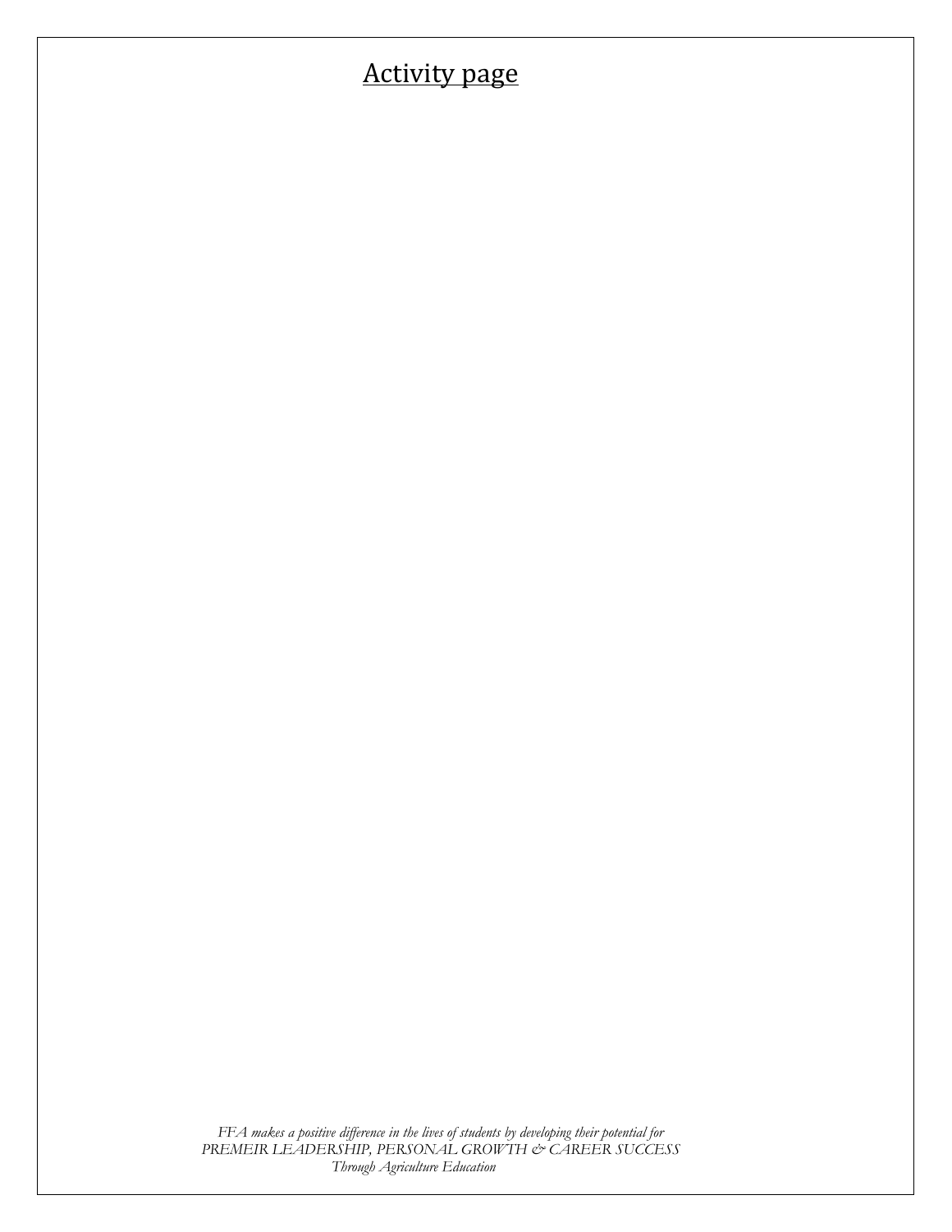## Activity page

*FFA makes a positive difference in the lives of students by developing their potential for*
*PREMEIR LEADERSHIP, PERSONAL GROWTH & CAREER SUCCESS*
*Through Agriculture Education*